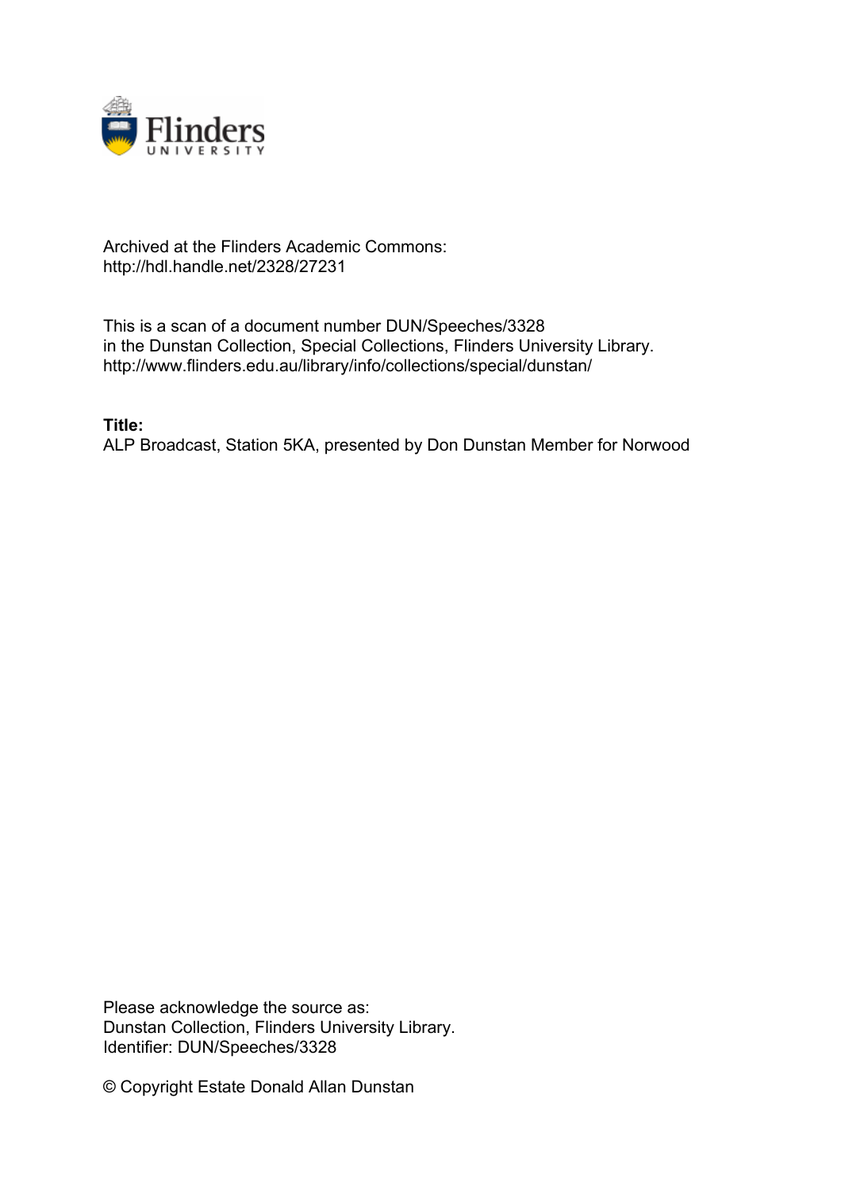Archived at the Flinders Academic Commons:
http://hdl.handle.net/2328/27231

This is a scan of a document number DUN/Speeches/3328
in the Dunstan Collection, Special Collections, Flinders University Library.
http://www.flinders.edu.au/library/info/collections/special/dunstan/

**Title:**
ALP Broadcast, Station 5KA, presented by Don Dunstan Member for Norwood

Please acknowledge the source as:
Dunstan Collection, Flinders University Library.
Identifier: DUN/Speeches/3328

© Copyright Estate Donald Allan Dunstan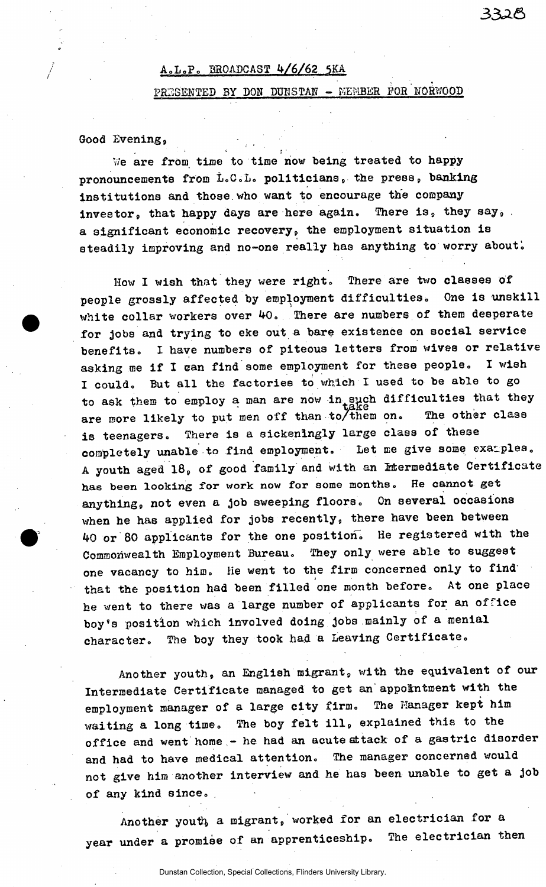A.L.P. BROADCAST 4/6/62 5KA

PRESENTED BY DON DUNSTAN - MEMBER FOR NORWOOD

Good Evening,

We are from time to time now being treated to happy pronouncements from L.C.L. politicians, the press, banking institutions and those who want to encourage the company investor, that happy days are here again. There is, they say, a significant economic recovery, the employment situation is steadily improving and no-one really has anything to worry about.

How I wish that they were right. There are two classes of people grossly affected by employment difficulties. One is unskill white collar workers over 40. There are numbers of them desperate for jobs and trying to eke out a bare existence on social service benefits. I have numbers of piteous letters from wives or relative asking me if I can find some employment for these people. I wish I could. But all the factories to which I used to be able to go to ask them to employ a man are now in such difficulties that they are more likely to put men off than to take them on. The other class is teenagers. There is a sickeningly large class of these completely unable to find employment. Let me give some examples. A youth aged 18, of good family and with an Intermediate Certificate has been looking for work now for some months. He cannot get anything, not even a job sweeping floors. On several occasions when he has applied for jobs recently, there have been between 40 or 80 applicants for the one position. He registered with the Commonwealth Employment Bureau. They only were able to suggest one vacancy to him. He went to the firm concerned only to find that the position had been filled one month before. At one place he went to there was a large number of applicants for an office boy's position which involved doing jobs mainly of a menial character. The boy they took had a Leaving Certificate.

Another youth, an English migrant, with the equivalent of our Intermediate Certificate managed to get an appointment with the employment manager of a large city firm. The Manager kept him waiting a long time. The boy felt ill, explained this to the office and went home - he had an acute attack of a gastric disorder and had to have medical attention. The manager concerned would not give him another interview and he has been unable to get a job of any kind since.

Another youth, a migrant, worked for an electrician for a year under a promise of an apprenticeship. The electrician then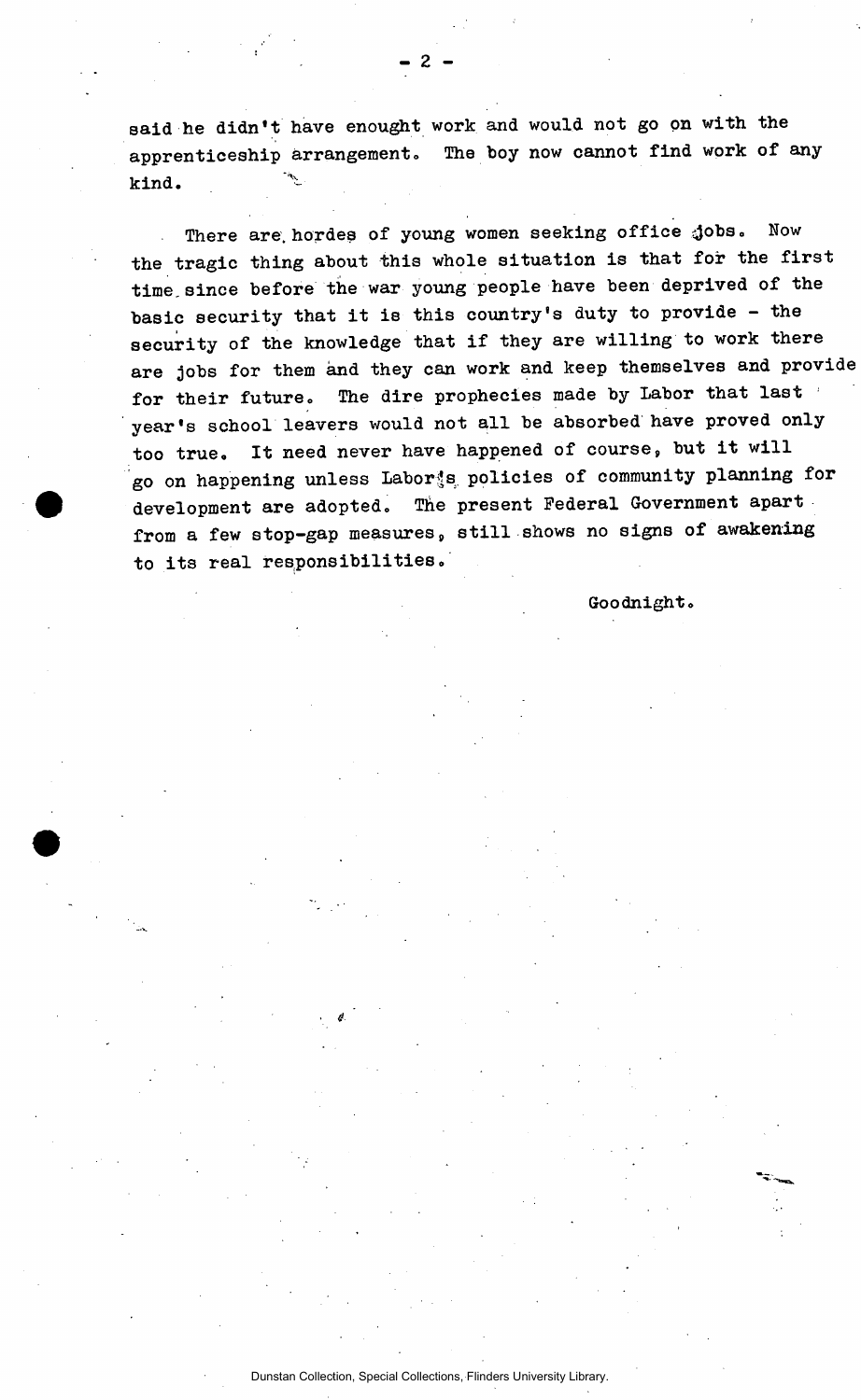said he didn't have enought work and would not go on with the apprenticeship arrangement. The boy now cannot find work of any kind.

There are hordes of young women seeking office jobs. Now the tragic thing about this whole situation is that for the first time since before the war young people have been deprived of the basic security that it is this country's duty to provide - the security of the knowledge that if they are willing to work there are jobs for them and they can work and keep themselves and provide for their future. The dire prophecies made by Labor that last year's school leavers would not all be absorbed have proved only too true. It need never have happened of course, but it will go on happening unless Labor's policies of community planning for development are adopted. The present Federal Government apart from a few stop-gap measures, still shows no signs of awakening to its real responsibilities.

Goodnight.

Dunstan Collection, Special Collections, Flinders University Library.